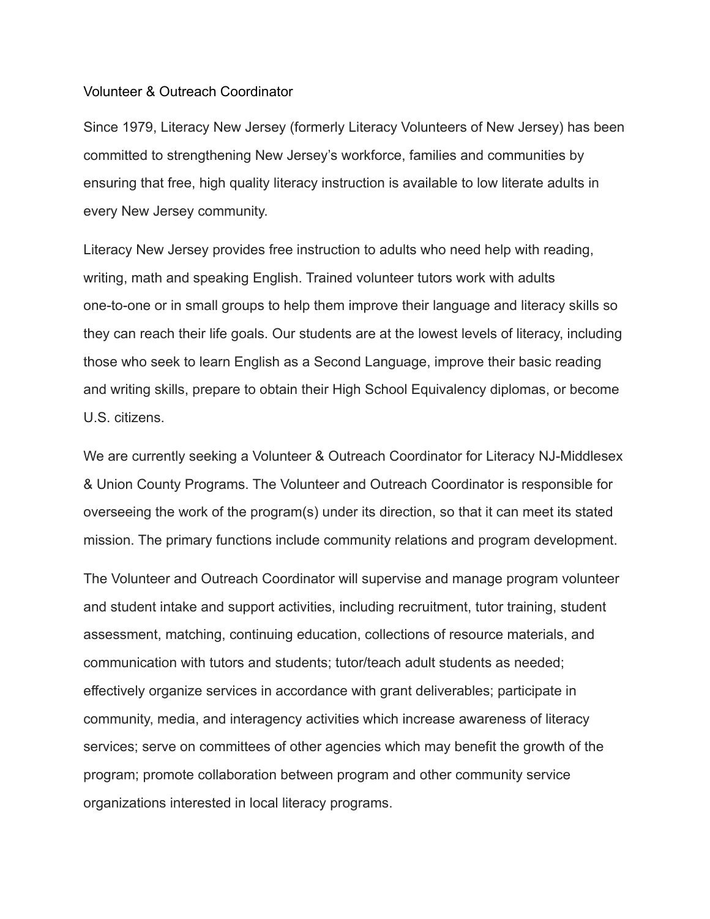# Volunteer & Outreach Coordinator

Since 1979, Literacy New Jersey (formerly Literacy Volunteers of New Jersey) has been committed to strengthening New Jersey's workforce, families and communities by ensuring that free, high quality literacy instruction is available to low literate adults in every New Jersey community.

Literacy New Jersey provides free instruction to adults who need help with reading, writing, math and speaking English. Trained volunteer tutors work with adults one-to-one or in small groups to help them improve their language and literacy skills so they can reach their life goals. Our students are at the lowest levels of literacy, including those who seek to learn English as a Second Language, improve their basic reading and writing skills, prepare to obtain their High School Equivalency diplomas, or become U.S. citizens.

We are currently seeking a Volunteer & Outreach Coordinator for Literacy NJ-Middlesex & Union County Programs. The Volunteer and Outreach Coordinator is responsible for overseeing the work of the program(s) under its direction, so that it can meet its stated mission. The primary functions include community relations and program development.

The Volunteer and Outreach Coordinator will supervise and manage program volunteer and student intake and support activities, including recruitment, tutor training, student assessment, matching, continuing education, collections of resource materials, and communication with tutors and students; tutor/teach adult students as needed; effectively organize services in accordance with grant deliverables; participate in community, media, and interagency activities which increase awareness of literacy services; serve on committees of other agencies which may benefit the growth of the program; promote collaboration between program and other community service organizations interested in local literacy programs.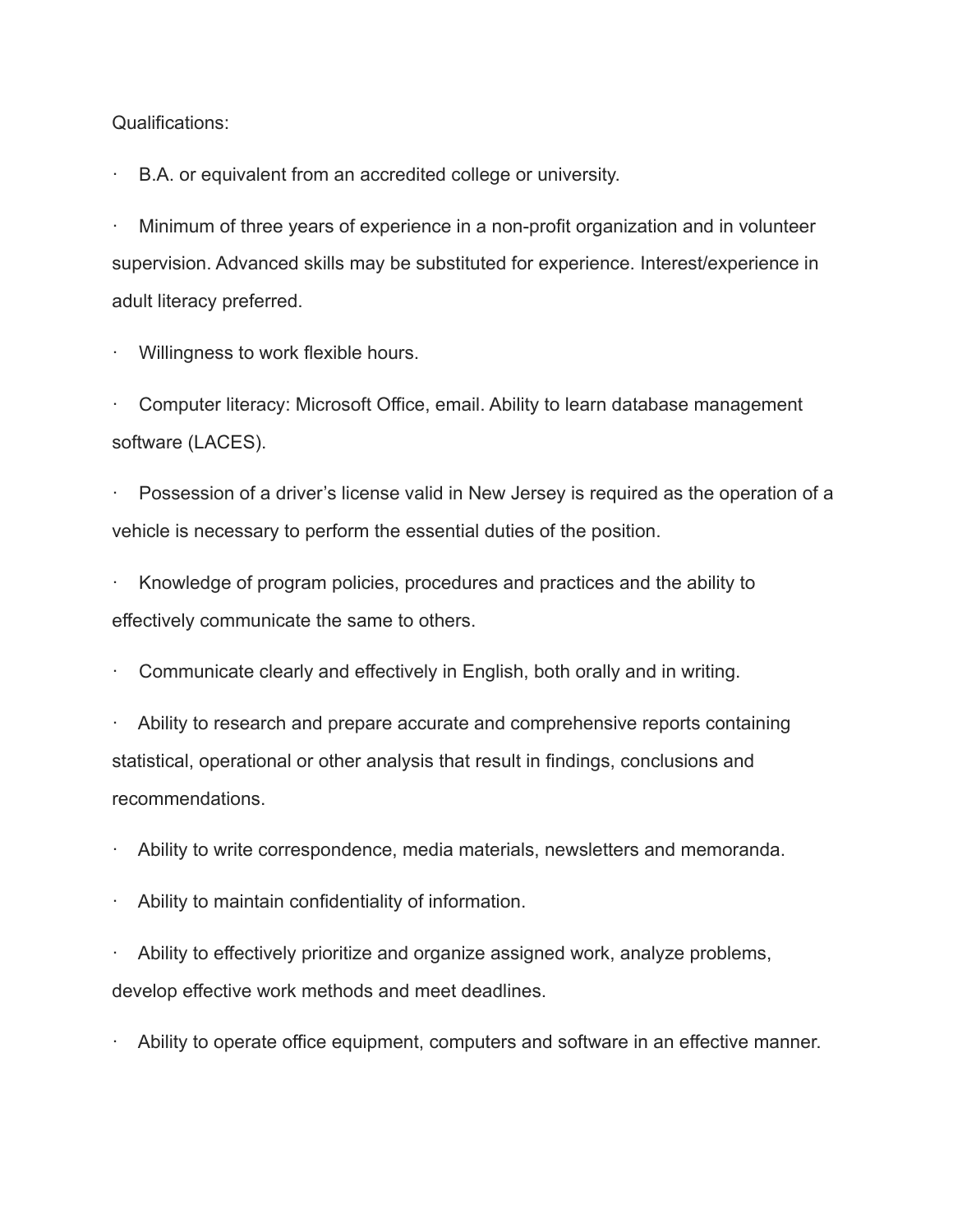Qualifications:

- B.A. or equivalent from an accredited college or university.
- Minimum of three years of experience in a non-profit organization and in volunteer supervision. Advanced skills may be substituted for experience. Interest/experience in adult literacy preferred.
- Willingness to work flexible hours.
- Computer literacy: Microsoft Office, email. Ability to learn database management software (LACES).
- Possession of a driver's license valid in New Jersey is required as the operation of a vehicle is necessary to perform the essential duties of the position.
- Knowledge of program policies, procedures and practices and the ability to effectively communicate the same to others.
- Communicate clearly and effectively in English, both orally and in writing.
- Ability to research and prepare accurate and comprehensive reports containing statistical, operational or other analysis that result in findings, conclusions and recommendations.
- Ability to write correspondence, media materials, newsletters and memoranda.
- Ability to maintain confidentiality of information.
- Ability to effectively prioritize and organize assigned work, analyze problems, develop effective work methods and meet deadlines.
- Ability to operate office equipment, computers and software in an effective manner.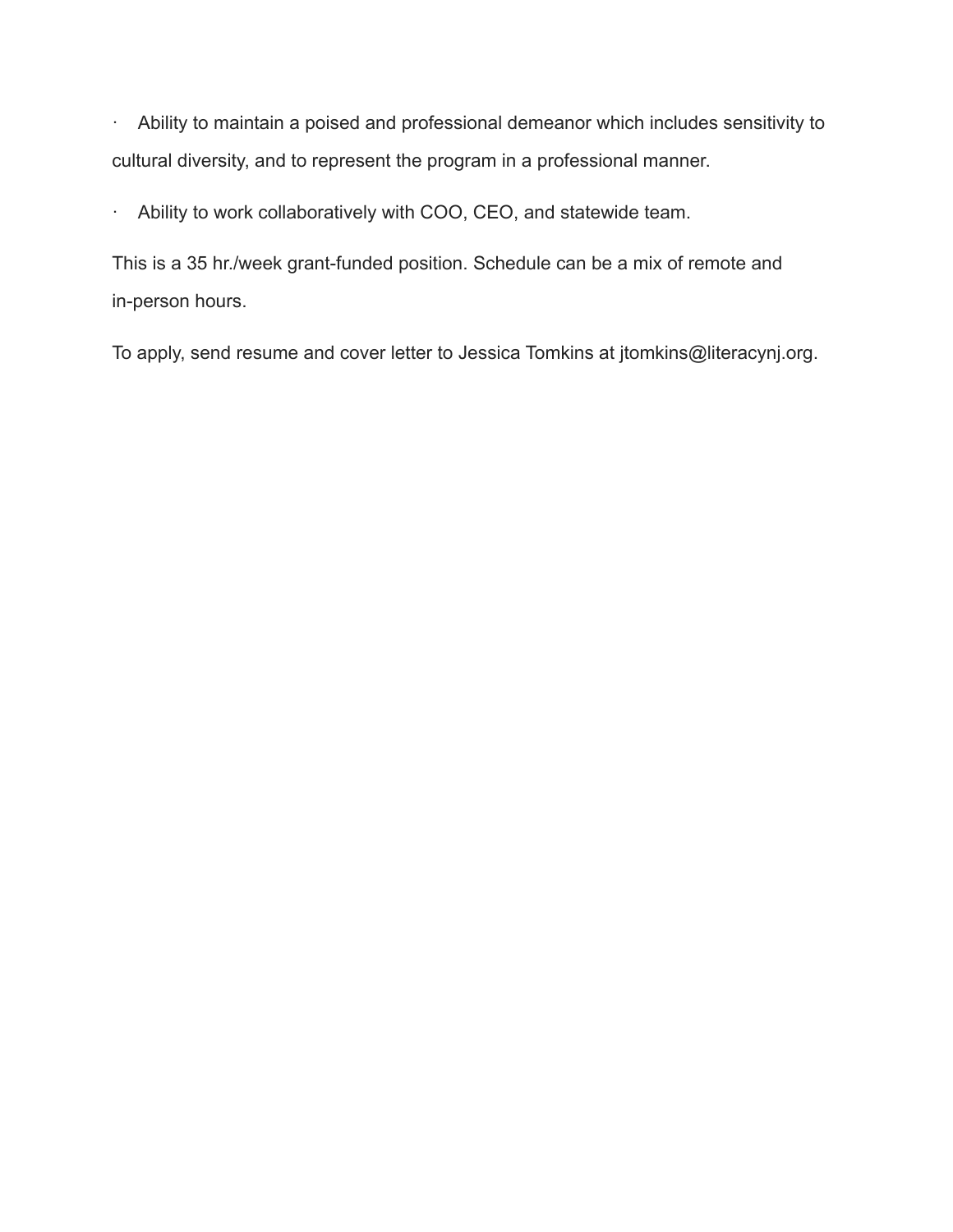- Ability to maintain a poised and professional demeanor which includes sensitivity to cultural diversity, and to represent the program in a professional manner.
- Ability to work collaboratively with COO, CEO, and statewide team.

This is a 35 hr./week grant-funded position. Schedule can be a mix of remote and in-person hours.

To apply, send resume and cover letter to Jessica Tomkins at jtomkins@literacynj.org.